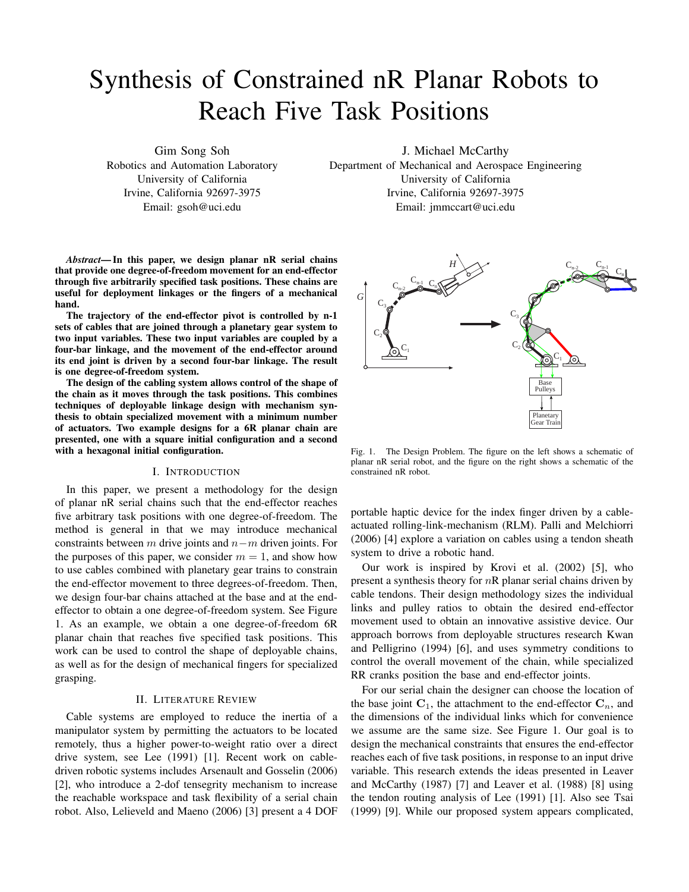# Synthesis of Constrained nR Planar Robots to Reach Five Task Positions

Gim Song Soh
Robotics and Automation Laboratory
University of California
Irvine, California 92697-3975
Email: gsoh@uci.edu

J. Michael McCarthy
Department of Mechanical and Aerospace Engineering
University of California
Irvine, California 92697-3975
Email: jmmccart@uci.edu

***Abstract*— In this paper, we design planar nR serial chains that provide one degree-of-freedom movement for an end-effector through five arbitrarily specified task positions. These chains are useful for deployment linkages or the fingers of a mechanical hand.**

**The trajectory of the end-effector pivot is controlled by n-1 sets of cables that are joined through a planetary gear system to two input variables. These two input variables are coupled by a four-bar linkage, and the movement of the end-effector around its end joint is driven by a second four-bar linkage. The result is one degree-of-freedom system.**

**The design of the cabling system allows control of the shape of the chain as it moves through the task positions. This combines techniques of deployable linkage design with mechanism synthesis to obtain specialized movement with a minimum number of actuators. Two example designs for a 6R planar chain are presented, one with a square initial configuration and a second with a hexagonal initial configuration.**

## I. Introduction

In this paper, we present a methodology for the design of planar nR serial chains such that the end-effector reaches five arbitrary task positions with one degree-of-freedom. The method is general in that we may introduce mechanical constraints between $m$ drive joints and $n-m$ driven joints. For the purposes of this paper, we consider $m = 1$, and show how to use cables combined with planetary gear trains to constrain the end-effector movement to three degrees-of-freedom. Then, we design four-bar chains attached at the base and at the end-effector to obtain a one degree-of-freedom system. See Figure 1. As an example, we obtain a one degree-of-freedom 6R planar chain that reaches five specified task positions. This work can be used to control the shape of deployable chains, as well as for the design of mechanical fingers for specialized grasping.

Fig. 1. The Design Problem. The figure on the left shows a schematic of planar nR serial robot, and the figure on the right shows a schematic of the constrained nR robot.

## II. Literature Review

Cable systems are employed to reduce the inertia of a manipulator system by permitting the actuators to be located remotely, thus a higher power-to-weight ratio over a direct drive system, see Lee (1991) [1]. Recent work on cable-driven robotic systems includes Arsenault and Gosselin (2006) [2], who introduce a 2-dof tensegrity mechanism to increase the reachable workspace and task flexibility of a serial chain robot. Also, Lelieveld and Maeno (2006) [3] present a 4 DOF portable haptic device for the index finger driven by a cable-actuated rolling-link-mechanism (RLM). Palli and Melchiorri (2006) [4] explore a variation on cables using a tendon sheath system to drive a robotic hand.

Our work is inspired by Krovi et al. (2002) [5], who present a synthesis theory for $n$R planar serial chains driven by cable tendons. Their design methodology sizes the individual links and pulley ratios to obtain the desired end-effector movement used to obtain an innovative assistive device. Our approach borrows from deployable structures research Kwan and Pelligrino (1994) [6], and uses symmetry conditions to control the overall movement of the chain, while specialized RR cranks position the base and end-effector joints.

For our serial chain the designer can choose the location of the base joint $\mathbf{C}_1$, the attachment to the end-effector $\mathbf{C}_n$, and the dimensions of the individual links which for convenience we assume are the same size. See Figure 1. Our goal is to design the mechanical constraints that ensures the end-effector reaches each of five task positions, in response to an input drive variable. This research extends the ideas presented in Leaver and McCarthy (1987) [7] and Leaver et al. (1988) [8] using the tendon routing analysis of Lee (1991) [1]. Also see Tsai (1999) [9]. While our proposed system appears complicated,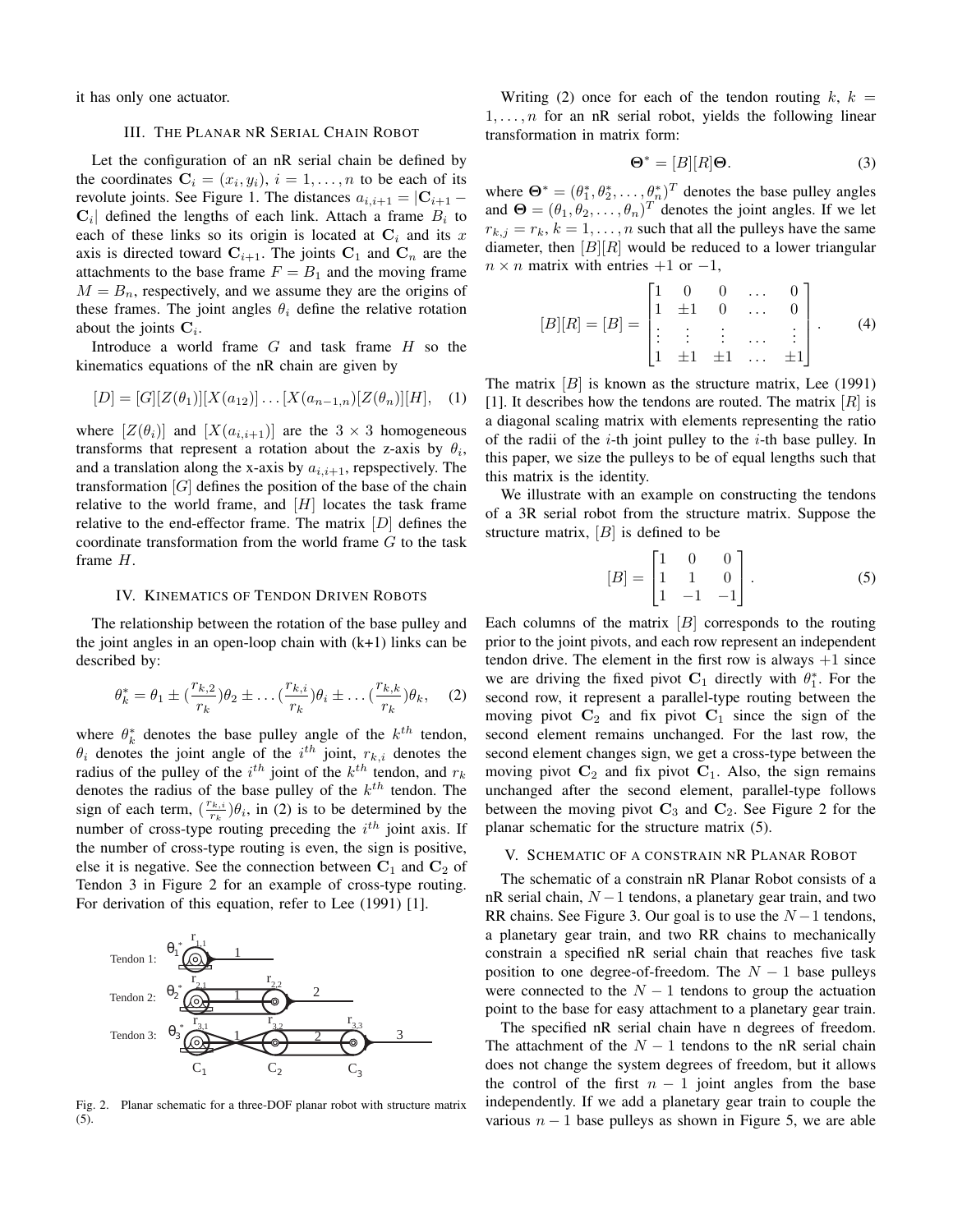it has only one actuator.

## III. The Planar nR Serial Chain Robot

Let the configuration of an nR serial chain be defined by the coordinates $\mathbf{C}_i = (x_i, y_i)$, $i = 1, \ldots, n$ to be each of its revolute joints. See Figure 1. The distances $a_{i,i+1} = |\mathbf{C}_{i+1} - \mathbf{C}_i|$ defined the lengths of each link. Attach a frame $B_i$ to each of these links so its origin is located at $\mathbf{C}_i$ and its $x$ axis is directed toward $\mathbf{C}_{i+1}$. The joints $\mathbf{C}_1$ and $\mathbf{C}_n$ are the attachments to the base frame $F = B_1$ and the moving frame $M = B_n$, respectively, and we assume they are the origins of these frames. The joint angles $\theta_i$ define the relative rotation about the joints $\mathbf{C}_i$.

Introduce a world frame $G$ and task frame $H$ so the kinematics equations of the nR chain are given by

$$[D] = [G][Z(\theta_1)][X(a_{12})] \ldots [X(a_{n-1,n})[Z(\theta_n)][H], \quad (1)$$

where $[Z(\theta_i)]$ and $[X(a_{i,i+1})]$ are the $3 \times 3$ homogeneous transforms that represent a rotation about the z-axis by $\theta_i$, and a translation along the x-axis by $a_{i,i+1}$, repspectively. The transformation $[G]$ defines the position of the base of the chain relative to the world frame, and $[H]$ locates the task frame relative to the end-effector frame. The matrix $[D]$ defines the coordinate transformation from the world frame $G$ to the task frame $H$.

## IV. Kinematics of Tendon Driven Robots

The relationship between the rotation of the base pulley and the joint angles in an open-loop chain with (k+1) links can be described by:

$$\theta_k^* = \theta_1 \pm (\frac{r_{k,2}}{r_k})\theta_2 \pm \ldots (\frac{r_{k,i}}{r_k})\theta_i \pm \ldots (\frac{r_{k,k}}{r_k})\theta_k, \quad (2)$$

where $\theta_k^*$ denotes the base pulley angle of the $k^{th}$ tendon, $\theta_i$ denotes the joint angle of the $i^{th}$ joint, $r_{k,i}$ denotes the radius of the pulley of the $i^{th}$ joint of the $k^{th}$ tendon, and $r_k$ denotes the radius of the base pulley of the $k^{th}$ tendon. The sign of each term, $(\frac{r_{k,i}}{r_k})\theta_i$, in (2) is to be determined by the number of cross-type routing preceding the $i^{th}$ joint axis. If the number of cross-type routing is even, the sign is positive, else it is negative. See the connection between $\mathbf{C}_1$ and $\mathbf{C}_2$ of Tendon 3 in Figure 2 for an example of cross-type routing. For derivation of this equation, refer to Lee (1991) [1].

Fig. 2. Planar schematic for a three-DOF planar robot with structure matrix (5).

Writing (2) once for each of the tendon routing $k$, $k = 1, \ldots, n$ for an nR serial robot, yields the following linear transformation in matrix form:

$$\mathbf{\Theta}^* = [B][R]\mathbf{\Theta}. \quad (3)$$

where $\mathbf{\Theta}^* = (\theta_1^*, \theta_2^*, \ldots, \theta_n^*)^T$ denotes the base pulley angles and $\mathbf{\Theta} = (\theta_1, \theta_2, \ldots, \theta_n)^T$ denotes the joint angles. If we let $r_{k,j} = r_k$, $k = 1, \ldots, n$ such that all the pulleys have the same diameter, then $[B][R]$ would be reduced to a lower triangular $n \times n$ matrix with entries $+1$ or $-1$,

$$[B][R] = [B] = \begin{bmatrix} 1 & 0 & 0 & \ldots & 0 \\ 1 & \pm 1 & 0 & \ldots & 0 \\ \vdots & \vdots & \vdots & \ldots & \vdots \\ 1 & \pm 1 & \pm 1 & \ldots & \pm 1 \end{bmatrix}. \quad (4)$$

The matrix $[B]$ is known as the structure matrix, Lee (1991) [1]. It describes how the tendons are routed. The matrix $[R]$ is a diagonal scaling matrix with elements representing the ratio of the radii of the $i$-th joint pulley to the $i$-th base pulley. In this paper, we size the pulleys to be of equal lengths such that this matrix is the identity.

We illustrate with an example on constructing the tendons of a 3R serial robot from the structure matrix. Suppose the structure matrix, $[B]$ is defined to be

$$[B] = \begin{bmatrix} 1 & 0 & 0 \\ 1 & 1 & 0 \\ 1 & -1 & -1 \end{bmatrix}. \quad (5)$$

Each columns of the matrix $[B]$ corresponds to the routing prior to the joint pivots, and each row represent an independent tendon drive. The element in the first row is always $+1$ since we are driving the fixed pivot $\mathbf{C}_1$ directly with $\theta_1^*$. For the second row, it represent a parallel-type routing between the moving pivot $\mathbf{C}_2$ and fix pivot $\mathbf{C}_1$ since the sign of the second element remains unchanged. For the last row, the second element changes sign, we get a cross-type between the moving pivot $\mathbf{C}_2$ and fix pivot $\mathbf{C}_1$. Also, the sign remains unchanged after the second element, parallel-type follows between the moving pivot $\mathbf{C}_3$ and $\mathbf{C}_2$. See Figure 2 for the planar schematic for the structure matrix (5).

## V. Schematic of a Constrain nR Planar Robot

The schematic of a constrain nR Planar Robot consists of a nR serial chain, $N-1$ tendons, a planetary gear train, and two RR chains. See Figure 3. Our goal is to use the $N-1$ tendons, a planetary gear train, and two RR chains to mechanically constrain a specified nR serial chain that reaches five task position to one degree-of-freedom. The $N-1$ base pulleys were connected to the $N-1$ tendons to group the actuation point to the base for easy attachment to a planetary gear train.

The specified nR serial chain have n degrees of freedom. The attachment of the $N-1$ tendons to the nR serial chain does not change the system degrees of freedom, but it allows the control of the first $n-1$ joint angles from the base independently. If we add a planetary gear train to couple the various $n-1$ base pulleys as shown in Figure 5, we are able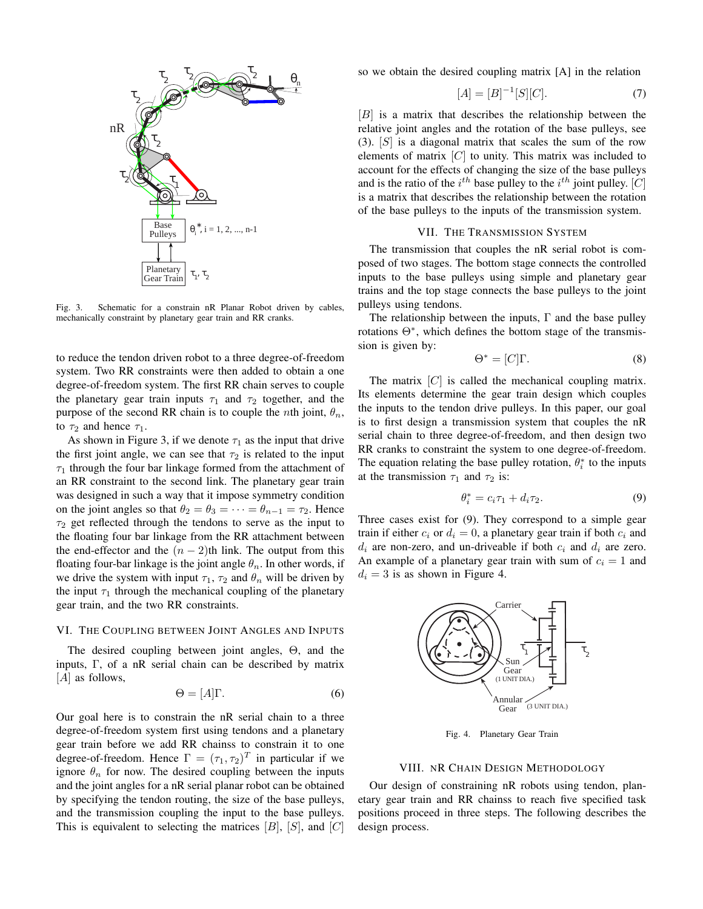Fig. 3. Schematic for a constrain nR Planar Robot driven by cables, mechanically constraint by planetary gear train and RR cranks.

to reduce the tendon driven robot to a three degree-of-freedom system. Two RR constraints were then added to obtain a one degree-of-freedom system. The first RR chain serves to couple the planetary gear train inputs $\tau_1$ and $\tau_2$ together, and the purpose of the second RR chain is to couple the $n$th joint, $\theta_n$, to $\tau_2$ and hence $\tau_1$.

As shown in Figure 3, if we denote $\tau_1$ as the input that drive the first joint angle, we can see that $\tau_2$ is related to the input $\tau_1$ through the four bar linkage formed from the attachment of an RR constraint to the second link. The planetary gear train was designed in such a way that it impose symmetry condition on the joint angles so that $\theta_2 = \theta_3 = \cdots = \theta_{n-1} = \tau_2$. Hence $\tau_2$ get reflected through the tendons to serve as the input to the floating four bar linkage from the RR attachment between the end-effector and the $(n-2)$th link. The output from this floating four-bar linkage is the joint angle $\theta_n$. In other words, if we drive the system with input $\tau_1$, $\tau_2$ and $\theta_n$ will be driven by the input $\tau_1$ through the mechanical coupling of the planetary gear train, and the two RR constraints.

## VI. The Coupling between Joint Angles and Inputs

The desired coupling between joint angles, $\Theta$, and the inputs, $\Gamma$, of a nR serial chain can be described by matrix $[A]$ as follows,

$$\Theta = [A]\Gamma. \tag{6}$$

Our goal here is to constrain the nR serial chain to a three degree-of-freedom system first using tendons and a planetary gear train before we add RR chainss to constrain it to one degree-of-freedom. Hence $\Gamma = (\tau_1, \tau_2)^T$ in particular if we ignore $\theta_n$ for now. The desired coupling between the inputs and the joint angles for a nR serial planar robot can be obtained by specifying the tendon routing, the size of the base pulleys, and the transmission coupling the input to the base pulleys. This is equivalent to selecting the matrices $[B]$, $[S]$, and $[C]$ so we obtain the desired coupling matrix [A] in the relation

$$[A] = [B]^{-1}[S][C]. \tag{7}$$

$[B]$ is a matrix that describes the relationship between the relative joint angles and the rotation of the base pulleys, see (3). $[S]$ is a diagonal matrix that scales the sum of the row elements of matrix $[C]$ to unity. This matrix was included to account for the effects of changing the size of the base pulleys and is the ratio of the $i^{th}$ base pulley to the $i^{th}$ joint pulley. $[C]$ is a matrix that describes the relationship between the rotation of the base pulleys to the inputs of the transmission system.

## VII. The Transmission System

The transmission that couples the nR serial robot is composed of two stages. The bottom stage connects the controlled inputs to the base pulleys using simple and planetary gear trains and the top stage connects the base pulleys to the joint pulleys using tendons.

The relationship between the inputs, $\Gamma$ and the base pulley rotations $\Theta^*$, which defines the bottom stage of the transmission is given by:

$$\Theta^* = [C]\Gamma. \tag{8}$$

The matrix $[C]$ is called the mechanical coupling matrix. Its elements determine the gear train design which couples the inputs to the tendon drive pulleys. In this paper, our goal is to first design a transmission system that couples the nR serial chain to three degree-of-freedom, and then design two RR cranks to constraint the system to one degree-of-freedom. The equation relating the base pulley rotation, $\theta_i^*$ to the inputs at the transmission $\tau_1$ and $\tau_2$ is:

$$\theta_i^* = c_i\tau_1 + d_i\tau_2. \tag{9}$$

Three cases exist for (9). They correspond to a simple gear train if either $c_i$ or $d_i = 0$, a planetary gear train if both $c_i$ and $d_i$ are non-zero, and un-driveable if both $c_i$ and $d_i$ are zero. An example of a planetary gear train with sum of $c_i = 1$ and $d_i = 3$ is as shown in Figure 4.

Fig. 4. Planetary Gear Train

## VIII. nR Chain Design Methodology

Our design of constraining nR robots using tendon, planetary gear train and RR chainss to reach five specified task positions proceed in three steps. The following describes the design process.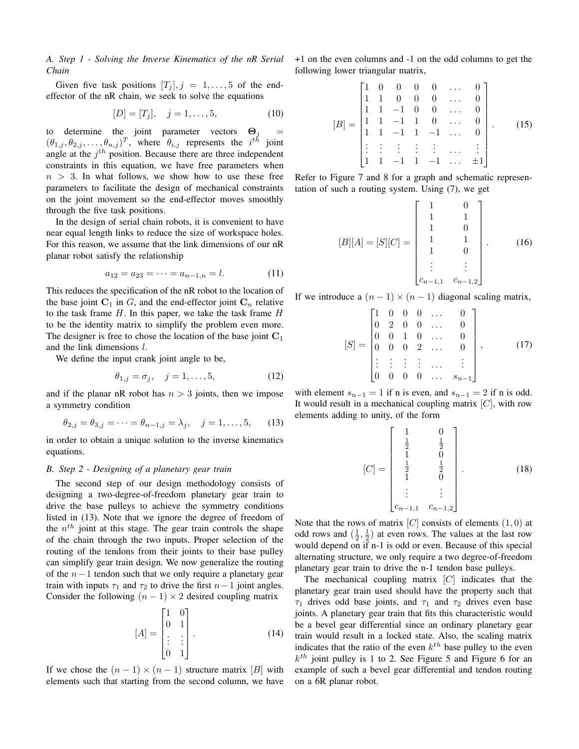### A. Step 1 - Solving the Inverse Kinematics of the nR Serial Chain

Given five task positions $[T_j], j = 1, \ldots, 5$ of the end-effector of the nR chain, we seek to solve the equations

$$[D] = [T_j], \quad j = 1, \ldots, 5, \tag{10}$$

to determine the joint parameter vectors $\mathbf{\Theta}_j = (\theta_{1,j}, \theta_{2,j}, \ldots, \theta_{n,j})^T$, where $\theta_{i,j}$ represents the $i^{th}$ joint angle at the $j^{th}$ position. Because there are three independent constraints in this equation, we have free parameters when $n > 3$. In what follows, we show how to use these free parameters to facilitate the design of mechanical constraints on the joint movement so the end-effector moves smoothly through the five task positions.

In the design of serial chain robots, it is convenient to have near equal length links to reduce the size of workspace holes. For this reason, we assume that the link dimensions of our nR planar robot satisfy the relationship

$$a_{12} = a_{23} = \cdots = a_{n-1,n} = l. \tag{11}$$

This reduces the specification of the nR robot to the location of the base joint $\mathbf{C}_1$ in $G$, and the end-effector joint $\mathbf{C}_n$ relative to the task frame $H$. In this paper, we take the task frame $H$ to be the identity matrix to simplify the problem even more. The designer is free to chose the location of the base joint $\mathbf{C}_1$ and the link dimensions $l$.

We define the input crank joint angle to be,

$$\theta_{1,j} = \sigma_j, \quad j = 1, \ldots, 5, \tag{12}$$

and if the planar nR robot has $n > 3$ joints, then we impose a symmetry condition

$$\theta_{2,j} = \theta_{3,j} = \cdots = \theta_{n-1,j} = \lambda_j, \quad j = 1, \ldots, 5, \tag{13}$$

in order to obtain a unique solution to the inverse kinematics equations.

### B. Step 2 - Designing of a planetary gear train

The second step of our design methodology consists of designing a two-degree-of-freedom planetary gear train to drive the base pulleys to achieve the symmetry conditions listed in (13). Note that we ignore the degree of freedom of the $n^{th}$ joint at this stage. The gear train controls the shape of the chain through the two inputs. Proper selection of the routing of the tendons from their joints to their base pulley can simplify gear train design. We now generalize the routing of the $n-1$ tendon such that we only require a planetary gear train with inputs $\tau_1$ and $\tau_2$ to drive the first $n-1$ joint angles. Consider the following $(n-1) \times 2$ desired coupling matrix

$$[A] = \begin{bmatrix} 1 & 0 \\ 0 & 1 \\ \vdots & \vdots \\ 0 & 1 \end{bmatrix}. \tag{14}$$

If we chose the $(n-1) \times (n-1)$ structure matrix $[B]$ with elements such that starting from the second column, we have +1 on the even columns and -1 on the odd columns to get the following lower triangular matrix,

$$[B] = \begin{bmatrix} 1 & 0 & 0 & 0 & 0 & \ldots & 0 \\ 1 & 1 & 0 & 0 & 0 & \ldots & 0 \\ 1 & 1 & -1 & 0 & 0 & \ldots & 0 \\ 1 & 1 & -1 & 1 & 0 & \ldots & 0 \\ 1 & 1 & -1 & 1 & -1 & \ldots & 0 \\ \vdots & \vdots & \vdots & \vdots & \vdots & \ldots & \vdots \\ 1 & 1 & -1 & 1 & -1 & \ldots & \pm 1 \end{bmatrix}. \tag{15}$$

Refer to Figure 7 and 8 for a graph and schematic representation of such a routing system. Using (7), we get

$$[B][A] = [S][C] = \begin{bmatrix} 1 & 0 \\ 1 & 1 \\ 1 & 0 \\ 1 & 1 \\ 1 & 0 \\ \vdots & \vdots \\ c_{n-1,1} & c_{n-1,2} \end{bmatrix}. \tag{16}$$

If we introduce a $(n-1) \times (n-1)$ diagonal scaling matrix,

$$[S] = \begin{bmatrix} 1 & 0 & 0 & 0 & \ldots & 0 \\ 0 & 2 & 0 & 0 & \ldots & 0 \\ 0 & 0 & 1 & 0 & \ldots & 0 \\ 0 & 0 & 0 & 2 & \ldots & 0 \\ \vdots & \vdots & \vdots & \vdots & \ldots & \vdots \\ 0 & 0 & 0 & 0 & \ldots & s_{n-1} \end{bmatrix}, \tag{17}$$

with element $s_{n-1} = 1$ if n is even, and $s_{n-1} = 2$ if n is odd. It would result in a mechanical coupling matrix $[C]$, with row elements adding to unity, of the form

$$[C] = \begin{bmatrix} 1 & 0 \\ \frac{1}{2} & \frac{1}{2} \\ 1 & 0 \\ \frac{1}{2} & \frac{1}{2} \\ 1 & 0 \\ \vdots & \vdots \\ c_{n-1,1} & c_{n-1,2} \end{bmatrix}. \tag{18}$$

Note that the rows of matrix $[C]$ consists of elements $(1, 0)$ at odd rows and $(\frac{1}{2}, \frac{1}{2})$ at even rows. The values at the last row would depend on if n-1 is odd or even. Because of this special alternating structure, we only require a two degree-of-freedom planetary gear train to drive the n-1 tendon base pulleys.

The mechanical coupling matrix $[C]$ indicates that the planetary gear train used should have the property such that $\tau_1$ drives odd base joints, and $\tau_1$ and $\tau_2$ drives even base joints. A planetary gear train that fits this characteristic would be a bevel gear differential since an ordinary planetary gear train would result in a locked state. Also, the scaling matrix indicates that the ratio of the even $k^{th}$ base pulley to the even $k^{th}$ joint pulley is 1 to 2. See Figure 5 and Figure 6 for an example of such a bevel gear differential and tendon routing on a 6R planar robot.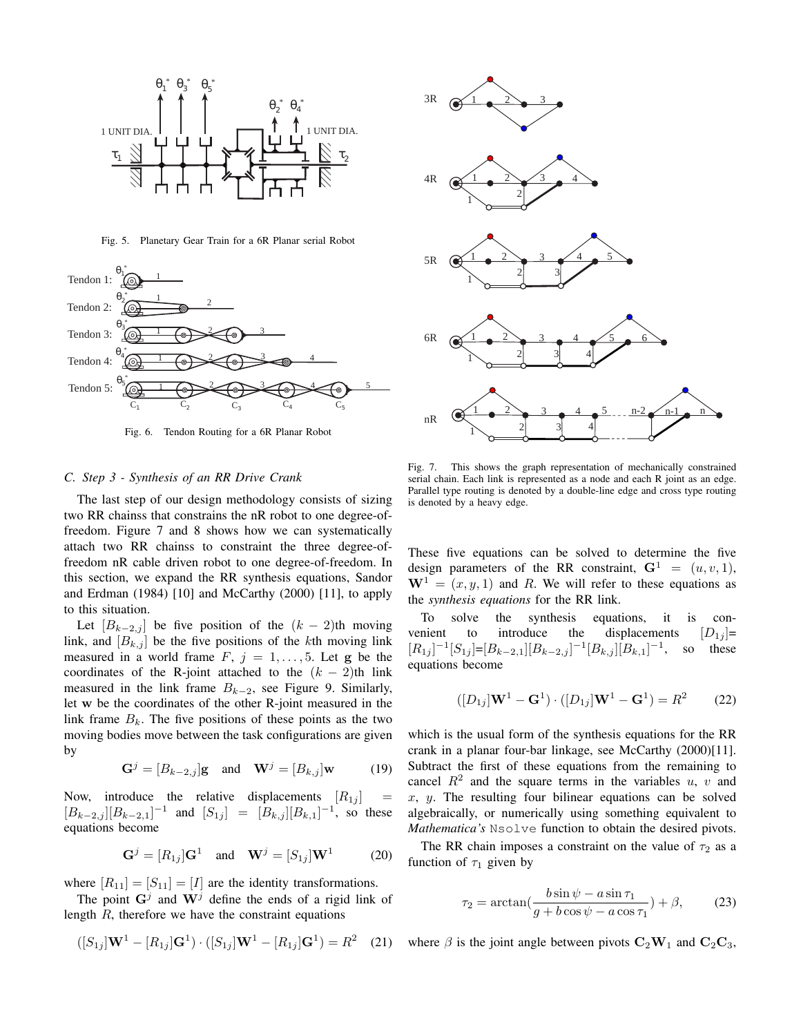Fig. 5. Planetary Gear Train for a 6R Planar serial Robot

Fig. 6. Tendon Routing for a 6R Planar Robot

### C. Step 3 - Synthesis of an RR Drive Crank

The last step of our design methodology consists of sizing two RR chainss that constrains the nR robot to one degree-of-freedom. Figure 7 and 8 shows how we can systematically attach two RR chainss to constraint the three degree-of-freedom nR cable driven robot to one degree-of-freedom. In this section, we expand the RR synthesis equations, Sandor and Erdman (1984) [10] and McCarthy (2000) [11], to apply to this situation.

Let $[B_{k-2,j}]$ be five position of the $(k-2)$th moving link, and $[B_{k,j}]$ be the five positions of the $k$th moving link measured in a world frame $F$, $j = 1, \ldots, 5$. Let $\mathbf{g}$ be the coordinates of the R-joint attached to the $(k-2)$th link measured in the link frame $B_{k-2}$, see Figure 9. Similarly, let $\mathbf{w}$ be the coordinates of the other R-joint measured in the link frame $B_k$. The five positions of these points as the two moving bodies move between the task configurations are given by

$$\mathbf{G}^j = [B_{k-2,j}]\mathbf{g} \quad \text{and} \quad \mathbf{W}^j = [B_{k,j}]\mathbf{w} \tag{19}$$

Now, introduce the relative displacements $[R_{1j}] = [B_{k-2,j}][B_{k-2,1}]^{-1}$ and $[S_{1j}] = [B_{k,j}][B_{k,1}]^{-1}$, so these equations become

$$\mathbf{G}^j = [R_{1j}]\mathbf{G}^1 \quad \text{and} \quad \mathbf{W}^j = [S_{1j}]\mathbf{W}^1 \tag{20}$$

where $[R_{11}] = [S_{11}] = [I]$ are the identity transformations.

The point $\mathbf{G}^j$ and $\mathbf{W}^j$ define the ends of a rigid link of length $R$, therefore we have the constraint equations

$$([S_{1j}]\mathbf{W}^1 - [R_{1j}]\mathbf{G}^1) \cdot ([S_{1j}]\mathbf{W}^1 - [R_{1j}]\mathbf{G}^1) = R^2 \tag{21}$$

Fig. 7. This shows the graph representation of mechanically constrained serial chain. Each link is represented as a node and each R joint as an edge. Parallel type routing is denoted by a double-line edge and cross type routing is denoted by a heavy edge.

These five equations can be solved to determine the five design parameters of the RR constraint, $\mathbf{G}^1 = (u, v, 1)$, $\mathbf{W}^1 = (x, y, 1)$ and $R$. We will refer to these equations as the *synthesis equations* for the RR link.

To solve the synthesis equations, it is convenient to introduce the displacements $[D_{1j}]$= $[R_{1j}]^{-1}[S_{1j}]$=$[B_{k-2,1}][B_{k-2,j}]^{-1}[B_{k,j}][B_{k,1}]^{-1}$, so these equations become

$$([D_{1j}]\mathbf{W}^1 - \mathbf{G}^1) \cdot ([D_{1j}]\mathbf{W}^1 - \mathbf{G}^1) = R^2 \tag{22}$$

which is the usual form of the synthesis equations for the RR crank in a planar four-bar linkage, see McCarthy (2000)[11]. Subtract the first of these equations from the remaining to cancel $R^2$ and the square terms in the variables $u$, $v$ and $x$, $y$. The resulting four bilinear equations can be solved algebraically, or numerically using something equivalent to *Mathematica's* `Nsolve` function to obtain the desired pivots.

The RR chain imposes a constraint on the value of $\tau_2$ as a function of $\tau_1$ given by

$$\tau_2 = \arctan\left(\frac{b \sin\psi - a \sin\tau_1}{g + b\cos\psi - a\cos\tau_1}\right) + \beta, \tag{23}$$

where $\beta$ is the joint angle between pivots $\mathbf{C}_2\mathbf{W}_1$ and $\mathbf{C}_2\mathbf{C}_3$,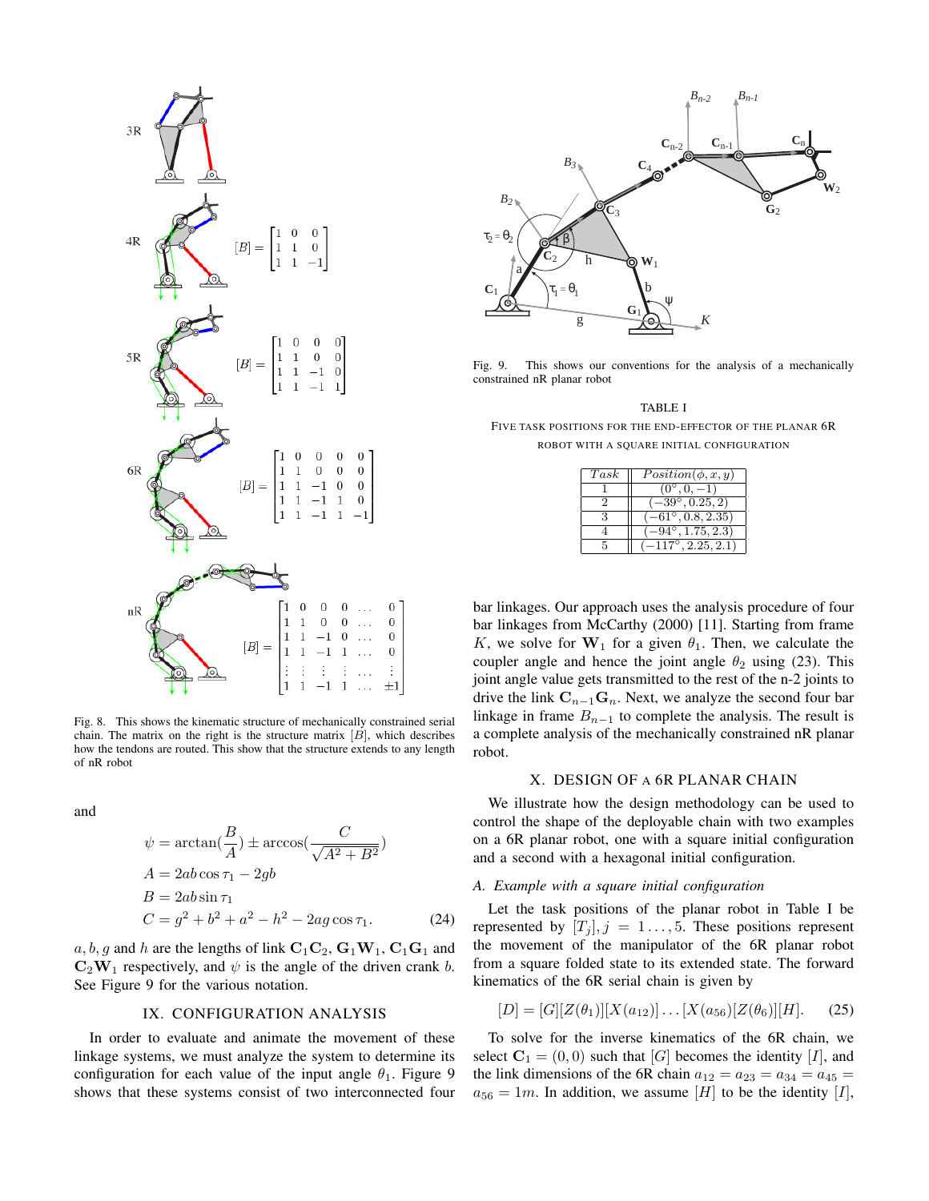Fig. 8. This shows the kinematic structure of mechanically constrained serial chain. The matrix on the right is the structure matrix $[B]$, which describes how the tendons are routed. This show that the structure extends to any length of nR robot

and

$$
\begin{aligned}
\psi &= \arctan(\frac{B}{A}) \pm \arccos(\frac{C}{\sqrt{A^2+B^2}}) \\
A &= 2ab\cos\tau_1 - 2gb \\
B &= 2ab\sin\tau_1 \\
C &= g^2 + b^2 + a^2 - h^2 - 2ag\cos\tau_1.
\end{aligned} \tag{24}
$$

$a, b, g$ and $h$ are the lengths of link $\mathbf{C}_1\mathbf{C}_2$, $\mathbf{G}_1\mathbf{W}_1$, $\mathbf{C}_1\mathbf{G}_1$ and $\mathbf{C}_2\mathbf{W}_1$ respectively, and $\psi$ is the angle of the driven crank $b$. See Figure 9 for the various notation.

## IX. Configuration Analysis

In order to evaluate and animate the movement of these linkage systems, we must analyze the system to determine its configuration for each value of the input angle $\theta_1$. Figure 9 shows that these systems consist of two interconnected four bar linkages. Our approach uses the analysis procedure of four bar linkages from McCarthy (2000) [11]. Starting from frame $K$, we solve for $\mathbf{W}_1$ for a given $\theta_1$. Then, we calculate the coupler angle and hence the joint angle $\theta_2$ using (23). This joint angle value gets transmitted to the rest of the n-2 joints to drive the link $\mathbf{C}_{n-1}\mathbf{G}_n$. Next, we analyze the second four bar linkage in frame $B_{n-1}$ to complete the analysis. The result is a complete analysis of the mechanically constrained nR planar robot.

Fig. 9. This shows our conventions for the analysis of a mechanically constrained nR planar robot

TABLE I

Five task positions for the end-effector of the planar 6R robot with a square initial configuration

| $Task$ | $Position(\phi, x, y)$ |
|---|---|
| 1 | $(0°, 0, -1)$ |
| 2 | $(-39°, 0.25, 2)$ |
| 3 | $(-61°, 0.8, 2.35)$ |
| 4 | $(-94°, 1.75, 2.3)$ |
| 5 | $(-117°, 2.25, 2.1)$ |

## X. Design of a 6R Planar Chain

We illustrate how the design methodology can be used to control the shape of the deployable chain with two examples on a 6R planar robot, one with a square initial configuration and a second with a hexagonal initial configuration.

### A. Example with a square initial configuration

Let the task positions of the planar robot in Table I be represented by $[T_j], j = 1\ldots,5$. These positions represent the movement of the manipulator of the 6R planar robot from a square folded state to its extended state. The forward kinematics of the 6R serial chain is given by

$$
[D] = [G][Z(\theta_1)][X(a_{12})]\ldots[X(a_{56})[Z(\theta_6)][H]. \tag{25}
$$

To solve for the inverse kinematics of the 6R chain, we select $\mathbf{C}_1 = (0, 0)$ such that $[G]$ becomes the identity $[I]$, and the link dimensions of the 6R chain $a_{12} = a_{23} = a_{34} = a_{45} = a_{56} = 1m$. In addition, we assume $[H]$ to be the identity $[I]$,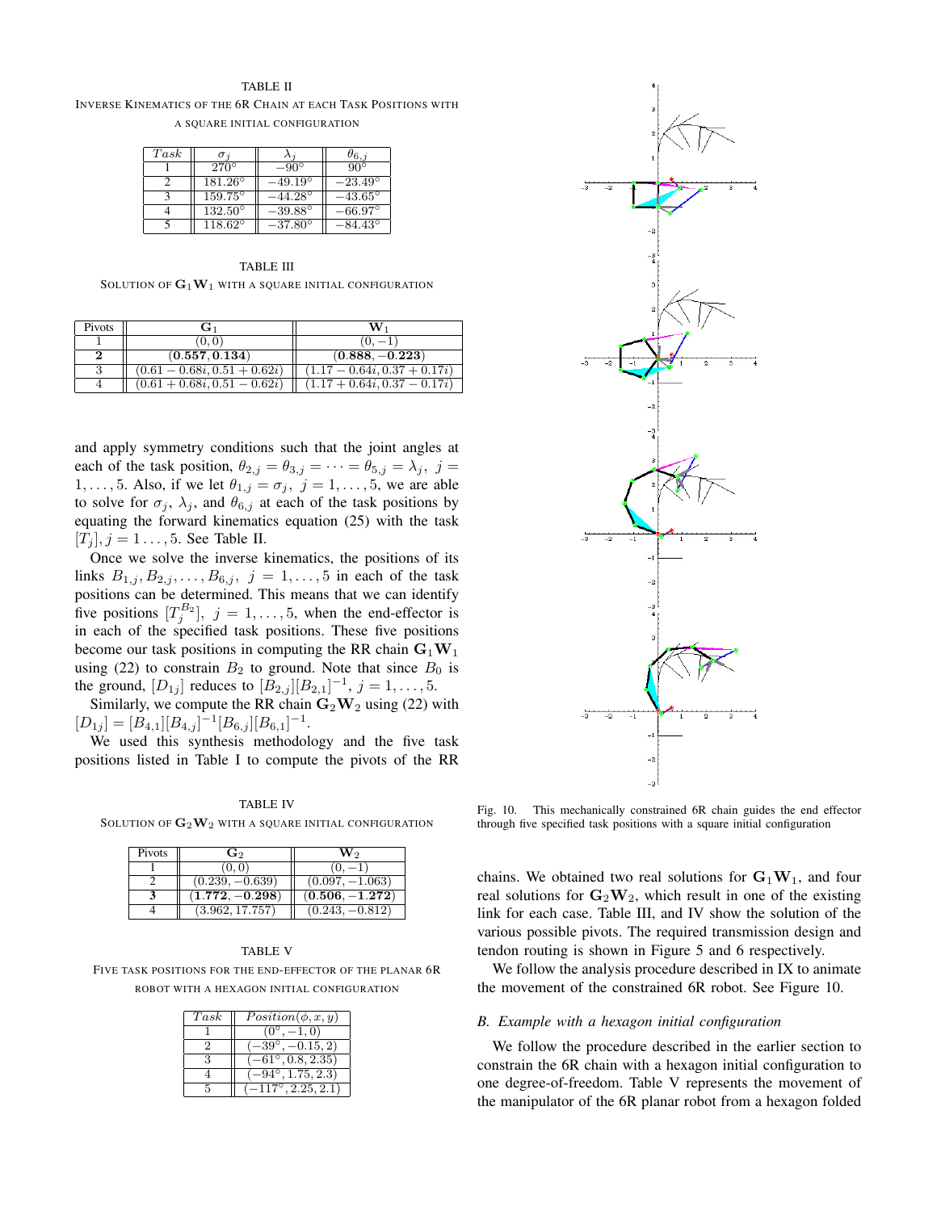TABLE II

INVERSE KINEMATICS OF THE 6R CHAIN AT EACH TASK POSITIONS WITH A SQUARE INITIAL CONFIGURATION

| $Task$ | $\sigma_j$ | $\lambda_j$ | $\theta_{6,j}$ |
|---|---|---|---|
| 1 | $270°$ | $-90°$ | $90°$ |
| 2 | $181.26°$ | $-49.19°$ | $-23.49°$ |
| 3 | $159.75°$ | $-44.28°$ | $-43.65°$ |
| 4 | $132.50°$ | $-39.88°$ | $-66.97°$ |
| 5 | $118.62°$ | $-37.80°$ | $-84.43°$ |

TABLE III

SOLUTION OF $\mathbf{G}_1\mathbf{W}_1$ WITH A SQUARE INITIAL CONFIGURATION

| Pivots | $\mathbf{G}_1$ | $\mathbf{W}_1$ |
|---|---|---|
| 1 | $(0, 0)$ | $(0, -1)$ |
| **2** | $(\mathbf{0.557}, \mathbf{0.134})$ | $(\mathbf{0.888}, \mathbf{-0.223})$ |
| 3 | $(0.61 - 0.68i, 0.51 + 0.62i)$ | $(1.17 - 0.64i, 0.37 + 0.17i)$ |
| 4 | $(0.61 + 0.68i, 0.51 - 0.62i)$ | $(1.17 + 0.64i, 0.37 - 0.17i)$ |

and apply symmetry conditions such that the joint angles at each of the task position, $\theta_{2,j} = \theta_{3,j} = \cdots = \theta_{5,j} = \lambda_j,\ j = 1, \ldots, 5$. Also, if we let $\theta_{1,j} = \sigma_j,\ j = 1, \ldots, 5$, we are able to solve for $\sigma_j$, $\lambda_j$, and $\theta_{6,j}$ at each of the task positions by equating the forward kinematics equation (25) with the task $[T_j], j = 1 \ldots, 5$. See Table II.

Once we solve the inverse kinematics, the positions of its links $B_{1,j}, B_{2,j}, \ldots, B_{6,j},\ j = 1, \ldots, 5$ in each of the task positions can be determined. This means that we can identify five positions $[T_j^{B_2}],\ j = 1, \ldots, 5$, when the end-effector is in each of the specified task positions. These five positions become our task positions in computing the RR chain $\mathbf{G}_1\mathbf{W}_1$ using (22) to constrain $B_2$ to ground. Note that since $B_0$ is the ground, $[D_{1j}]$ reduces to $[B_{2,j}][B_{2,1}]^{-1}$, $j = 1, \ldots, 5$.

Similarly, we compute the RR chain $\mathbf{G}_2\mathbf{W}_2$ using (22) with $[D_{1j}] = [B_{4,1}][B_{4,j}]^{-1}[B_{6,j}][B_{6,1}]^{-1}$.

We used this synthesis methodology and the five task positions listed in Table I to compute the pivots of the RR chains. We obtained two real solutions for $\mathbf{G}_1\mathbf{W}_1$, and four real solutions for $\mathbf{G}_2\mathbf{W}_2$, which result in one of the existing link for each case. Table III, and IV show the solution of the various possible pivots. The required transmission design and tendon routing is shown in Figure 5 and 6 respectively.

TABLE IV

SOLUTION OF $\mathbf{G}_2\mathbf{W}_2$ WITH A SQUARE INITIAL CONFIGURATION

| Pivots | $\mathbf{G}_2$ | $\mathbf{W}_2$ |
|---|---|---|
| 1 | $(0, 0)$ | $(0, -1)$ |
| 2 | $(0.239, -0.639)$ | $(0.097, -1.063)$ |
| **3** | $(\mathbf{1.772}, \mathbf{-0.298})$ | $(\mathbf{0.506}, \mathbf{-1.272})$ |
| 4 | $(3.962, 17.757)$ | $(0.243, -0.812)$ |

TABLE V

FIVE TASK POSITIONS FOR THE END-EFFECTOR OF THE PLANAR 6R ROBOT WITH A HEXAGON INITIAL CONFIGURATION

| $Task$ | $Position(\phi, x, y)$ |
|---|---|
| 1 | $(0°, -1, 0)$ |
| 2 | $(-39°, -0.15, 2)$ |
| 3 | $(-61°, 0.8, 2.35)$ |
| 4 | $(-94°, 1.75, 2.3)$ |
| 5 | $(-117°, 2.25, 2.1)$ |

Fig. 10. This mechanically constrained 6R chain guides the end effector through five specified task positions with a square initial configuration

We follow the analysis procedure described in IX to animate the movement of the constrained 6R robot. See Figure 10.

### B. Example with a hexagon initial configuration

We follow the procedure described in the earlier section to constrain the 6R chain with a hexagon initial configuration to one degree-of-freedom. Table V represents the movement of the manipulator of the 6R planar robot from a hexagon folded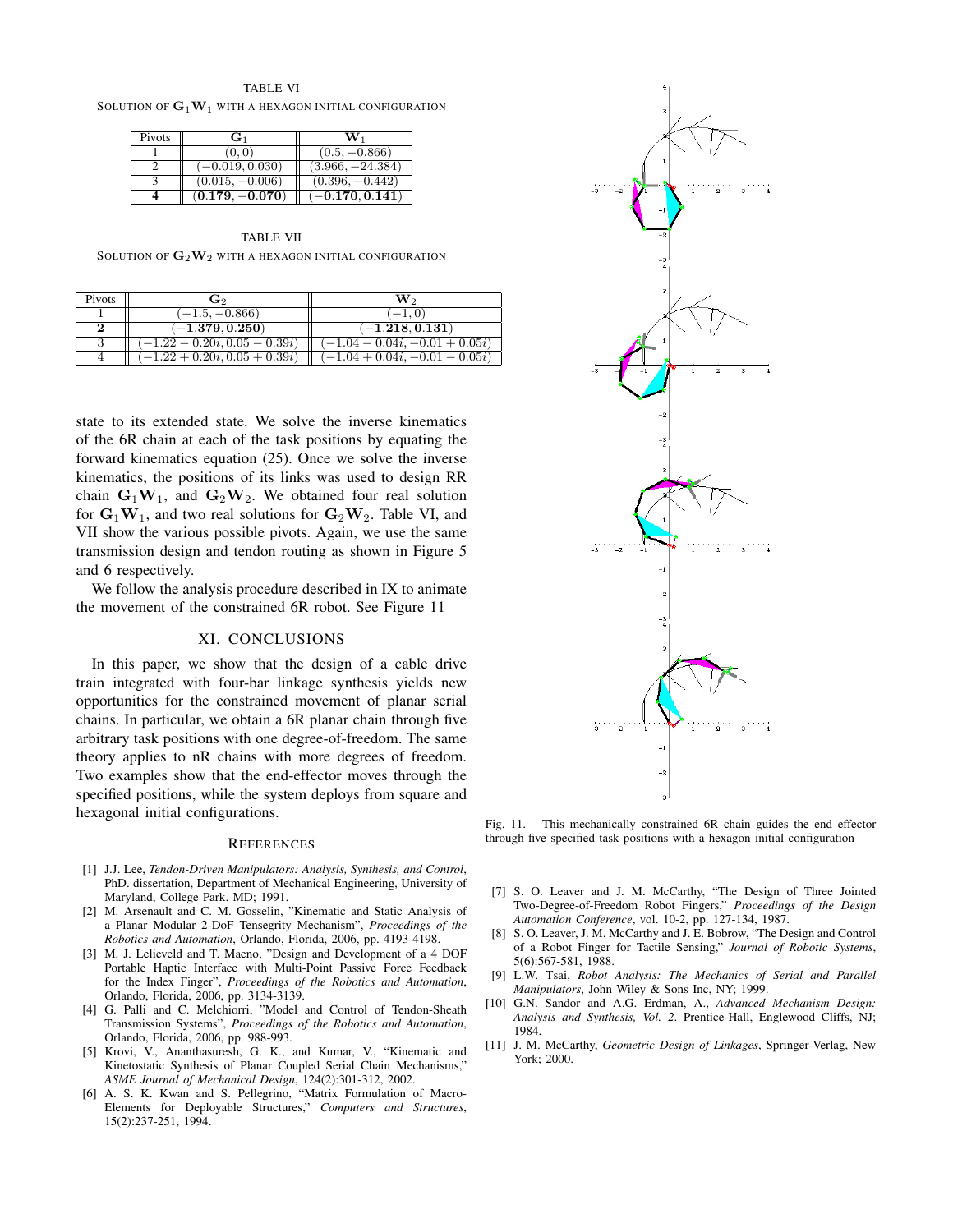TABLE VI

SOLUTION OF $\mathbf{G}_1\mathbf{W}_1$ WITH A HEXAGON INITIAL CONFIGURATION

| Pivots | $\mathbf{G}_1$ | $\mathbf{W}_1$ |
|---|---|---|
| 1 | $(0, 0)$ | $(0.5, -0.866)$ |
| 2 | $(-0.019, 0.030)$ | $(3.966, -24.384)$ |
| 3 | $(0.015, -0.006)$ | $(0.396, -0.442)$ |
| **4** | $(\mathbf{0.179}, \mathbf{-0.070})$ | $(\mathbf{-0.170}, \mathbf{0.141})$ |

TABLE VII

SOLUTION OF $\mathbf{G}_2\mathbf{W}_2$ WITH A HEXAGON INITIAL CONFIGURATION

| Pivots | $\mathbf{G}_2$ | $\mathbf{W}_2$ |
|---|---|---|
| 1 | $(-1.5, -0.866)$ | $(-1, 0)$ |
| **2** | $(\mathbf{-1.379}, \mathbf{0.250})$ | $(\mathbf{-1.218}, \mathbf{0.131})$ |
| 3 | $(-1.22 - 0.20i, 0.05 - 0.39i)$ | $(-1.04 - 0.04i, -0.01 + 0.05i)$ |
| 4 | $(-1.22 + 0.20i, 0.05 + 0.39i)$ | $(-1.04 + 0.04i, -0.01 - 0.05i)$ |

state to its extended state. We solve the inverse kinematics of the 6R chain at each of the task positions by equating the forward kinematics equation (25). Once we solve the inverse kinematics, the positions of its links was used to design RR chain $\mathbf{G}_1\mathbf{W}_1$, and $\mathbf{G}_2\mathbf{W}_2$. We obtained four real solution for $\mathbf{G}_1\mathbf{W}_1$, and two real solutions for $\mathbf{G}_2\mathbf{W}_2$. Table VI, and VII show the various possible pivots. Again, we use the same transmission design and tendon routing as shown in Figure 5 and 6 respectively.

We follow the analysis procedure described in IX to animate the movement of the constrained 6R robot. See Figure 11

## XI. CONCLUSIONS

In this paper, we show that the design of a cable drive train integrated with four-bar linkage synthesis yields new opportunities for the constrained movement of planar serial chains. In particular, we obtain a 6R planar chain through five arbitrary task positions with one degree-of-freedom. The same theory applies to nR chains with more degrees of freedom. Two examples show that the end-effector moves through the specified positions, while the system deploys from square and hexagonal initial configurations.

Fig. 11. This mechanically constrained 6R chain guides the end effector through five specified task positions with a hexagon initial configuration

## REFERENCES

[1] J.J. Lee, *Tendon-Driven Manipulators: Analysis, Synthesis, and Control*, PhD. dissertation, Department of Mechanical Engineering, University of Maryland, College Park. MD; 1991.

[2] M. Arsenault and C. M. Gosselin, "Kinematic and Static Analysis of a Planar Modular 2-DoF Tensegrity Mechanism", *Proceedings of the Robotics and Automation*, Orlando, Florida, 2006, pp. 4193-4198.

[3] M. J. Lelieveld and T. Maeno, "Design and Development of a 4 DOF Portable Haptic Interface with Multi-Point Passive Force Feedback for the Index Finger", *Proceedings of the Robotics and Automation*, Orlando, Florida, 2006, pp. 3134-3139.

[4] G. Palli and C. Melchiorri, "Model and Control of Tendon-Sheath Transmission Systems", *Proceedings of the Robotics and Automation*, Orlando, Florida, 2006, pp. 988-993.

[5] Krovi, V., Ananthasuresh, G. K., and Kumar, V., "Kinematic and Kinetostatic Synthesis of Planar Coupled Serial Chain Mechanisms," *ASME Journal of Mechanical Design*, 124(2):301-312, 2002.

[6] A. S. K. Kwan and S. Pellegrino, "Matrix Formulation of Macro-Elements for Deployable Structures," *Computers and Structures*, 15(2):237-251, 1994.

[7] S. O. Leaver and J. M. McCarthy, "The Design of Three Jointed Two-Degree-of-Freedom Robot Fingers," *Proceedings of the Design Automation Conference*, vol. 10-2, pp. 127-134, 1987.

[8] S. O. Leaver, J. M. McCarthy and J. E. Bobrow, "The Design and Control of a Robot Finger for Tactile Sensing," *Journal of Robotic Systems*, 5(6):567-581, 1988.

[9] L.W. Tsai, *Robot Analysis: The Mechanics of Serial and Parallel Manipulators*, John Wiley & Sons Inc, NY; 1999.

[10] G.N. Sandor and A.G. Erdman, A., *Advanced Mechanism Design: Analysis and Synthesis, Vol. 2*. Prentice-Hall, Englewood Cliffs, NJ; 1984.

[11] J. M. McCarthy, *Geometric Design of Linkages*, Springer-Verlag, New York; 2000.